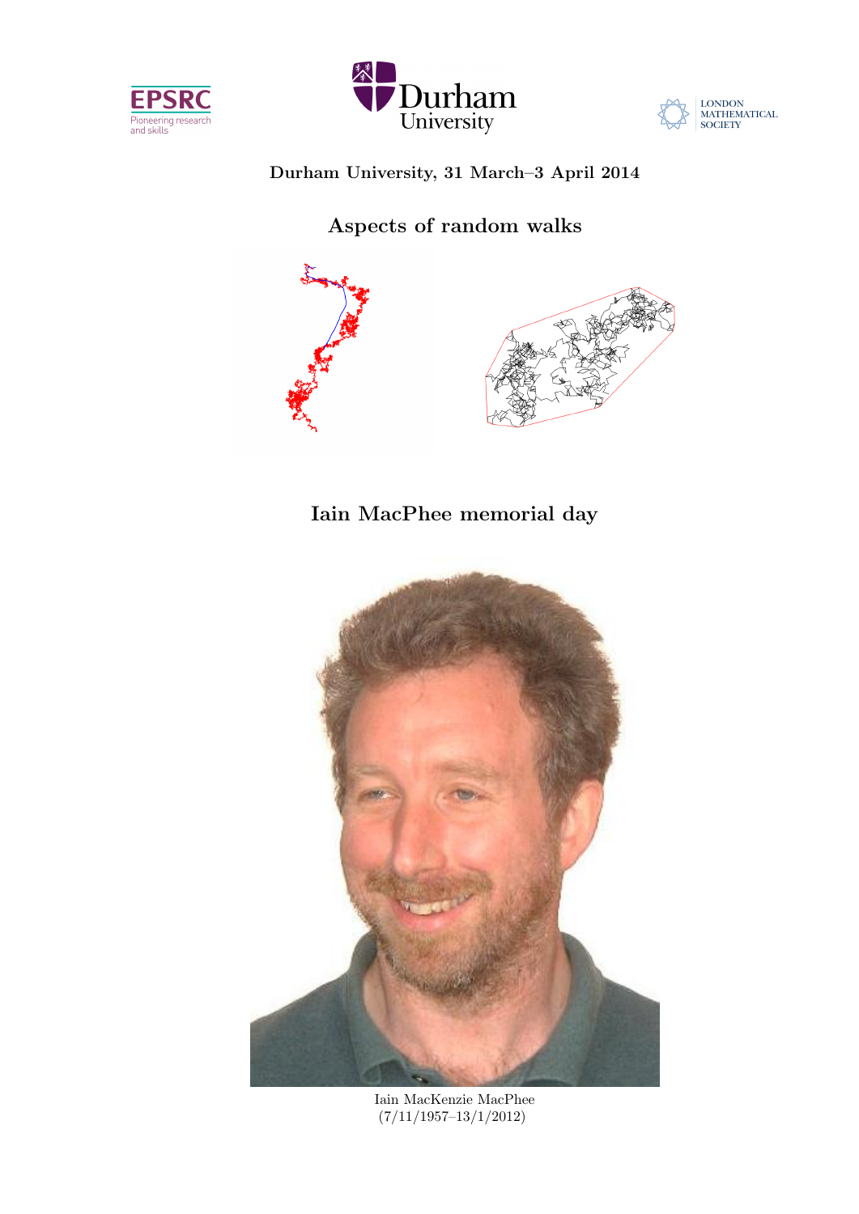Durham University, 31 March–3 April 2014

# Aspects of random walks

# Iain MacPhee memorial day

Iain MacKenzie MacPhee
(7/11/1957–13/1/2012)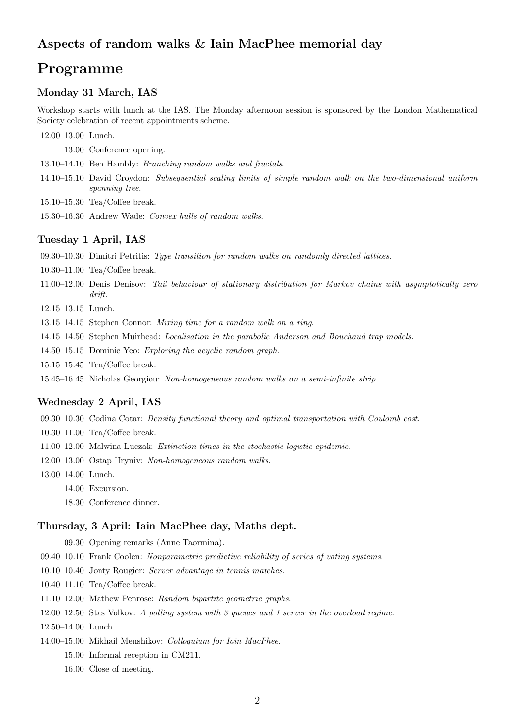## Aspects of random walks & Iain MacPhee memorial day

# Programme

### Monday 31 March, IAS

Workshop starts with lunch at the IAS. The Monday afternoon session is sponsored by the London Mathematical Society celebration of recent appointments scheme.

12.00–13.00 Lunch.

13.00 Conference opening.

13.10–14.10 Ben Hambly: *Branching random walks and fractals.*

14.10–15.10 David Croydon: *Subsequential scaling limits of simple random walk on the two-dimensional uniform spanning tree.*

15.10–15.30 Tea/Coffee break.

15.30–16.30 Andrew Wade: *Convex hulls of random walks.*

### Tuesday 1 April, IAS

09.30–10.30 Dimitri Petritis: *Type transition for random walks on randomly directed lattices.*

10.30–11.00 Tea/Coffee break.

11.00–12.00 Denis Denisov: *Tail behaviour of stationary distribution for Markov chains with asymptotically zero drift.*

12.15–13.15 Lunch.

13.15–14.15 Stephen Connor: *Mixing time for a random walk on a ring.*

14.15–14.50 Stephen Muirhead: *Localisation in the parabolic Anderson and Bouchaud trap models.*

14.50–15.15 Dominic Yeo: *Exploring the acyclic random graph.*

15.15–15.45 Tea/Coffee break.

15.45–16.45 Nicholas Georgiou: *Non-homogeneous random walks on a semi-infinite strip.*

### Wednesday 2 April, IAS

09.30–10.30 Codina Cotar: *Density functional theory and optimal transportation with Coulomb cost.*

10.30–11.00 Tea/Coffee break.

11.00–12.00 Malwina Luczak: *Extinction times in the stochastic logistic epidemic.*

12.00–13.00 Ostap Hryniv: *Non-homogeneous random walks.*

13.00–14.00 Lunch.

14.00 Excursion.

18.30 Conference dinner.

### Thursday, 3 April: Iain MacPhee day, Maths dept.

09.30 Opening remarks (Anne Taormina).

09.40–10.10 Frank Coolen: *Nonparametric predictive reliability of series of voting systems.*

10.10–10.40 Jonty Rougier: *Server advantage in tennis matches.*

10.40–11.10 Tea/Coffee break.

11.10–12.00 Mathew Penrose: *Random bipartite geometric graphs.*

12.00–12.50 Stas Volkov: *A polling system with 3 queues and 1 server in the overload regime.*

12.50–14.00 Lunch.

14.00–15.00 Mikhail Menshikov: *Colloquium for Iain MacPhee.*

15.00 Informal reception in CM211.

16.00 Close of meeting.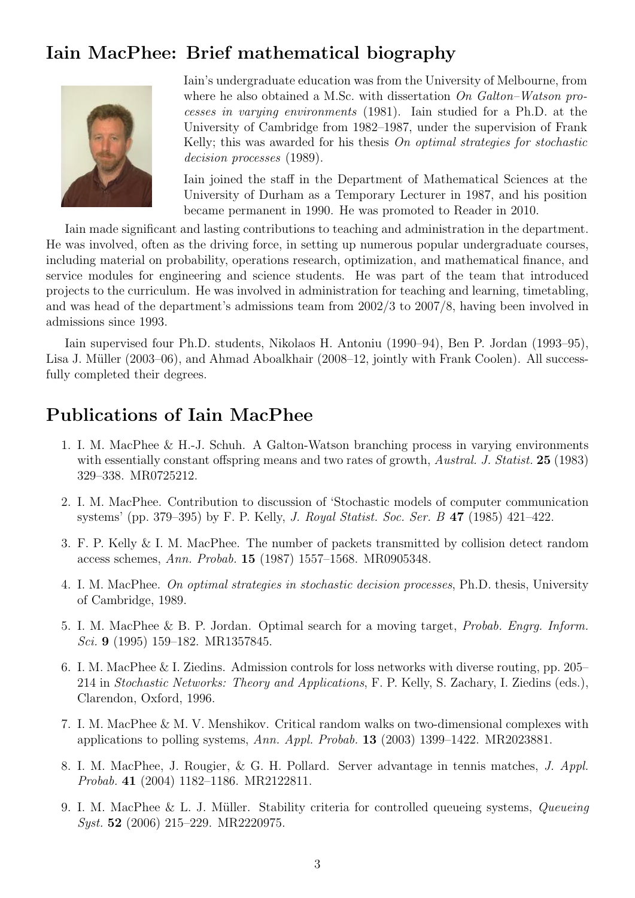## Iain MacPhee: Brief mathematical biography

Iain's undergraduate education was from the University of Melbourne, from where he also obtained a M.Sc. with dissertation *On Galton–Watson processes in varying environments* (1981). Iain studied for a Ph.D. at the University of Cambridge from 1982–1987, under the supervision of Frank Kelly; this was awarded for his thesis *On optimal strategies for stochastic decision processes* (1989).

Iain joined the staff in the Department of Mathematical Sciences at the University of Durham as a Temporary Lecturer in 1987, and his position became permanent in 1990. He was promoted to Reader in 2010.

Iain made significant and lasting contributions to teaching and administration in the department. He was involved, often as the driving force, in setting up numerous popular undergraduate courses, including material on probability, operations research, optimization, and mathematical finance, and service modules for engineering and science students. He was part of the team that introduced projects to the curriculum. He was involved in administration for teaching and learning, timetabling, and was head of the department's admissions team from 2002/3 to 2007/8, having been involved in admissions since 1993.

Iain supervised four Ph.D. students, Nikolaos H. Antoniu (1990–94), Ben P. Jordan (1993–95), Lisa J. Müller (2003–06), and Ahmad Aboalkhair (2008–12, jointly with Frank Coolen). All successfully completed their degrees.

## Publications of Iain MacPhee

1. I. M. MacPhee & H.-J. Schuh. A Galton-Watson branching process in varying environments with essentially constant offspring means and two rates of growth, *Austral. J. Statist.* **25** (1983) 329–338. MR0725212.
2. I. M. MacPhee. Contribution to discussion of 'Stochastic models of computer communication systems' (pp. 379–395) by F. P. Kelly, *J. Royal Statist. Soc. Ser. B* **47** (1985) 421–422.
3. F. P. Kelly & I. M. MacPhee. The number of packets transmitted by collision detect random access schemes, *Ann. Probab.* **15** (1987) 1557–1568. MR0905348.
4. I. M. MacPhee. *On optimal strategies in stochastic decision processes*, Ph.D. thesis, University of Cambridge, 1989.
5. I. M. MacPhee & B. P. Jordan. Optimal search for a moving target, *Probab. Engrg. Inform. Sci.* **9** (1995) 159–182. MR1357845.
6. I. M. MacPhee & I. Ziedins. Admission controls for loss networks with diverse routing, pp. 205–214 in *Stochastic Networks: Theory and Applications*, F. P. Kelly, S. Zachary, I. Ziedins (eds.), Clarendon, Oxford, 1996.
7. I. M. MacPhee & M. V. Menshikov. Critical random walks on two-dimensional complexes with applications to polling systems, *Ann. Appl. Probab.* **13** (2003) 1399–1422. MR2023881.
8. I. M. MacPhee, J. Rougier, & G. H. Pollard. Server advantage in tennis matches, *J. Appl. Probab.* **41** (2004) 1182–1186. MR2122811.
9. I. M. MacPhee & L. J. Müller. Stability criteria for controlled queueing systems, *Queueing Syst.* **52** (2006) 215–229. MR2220975.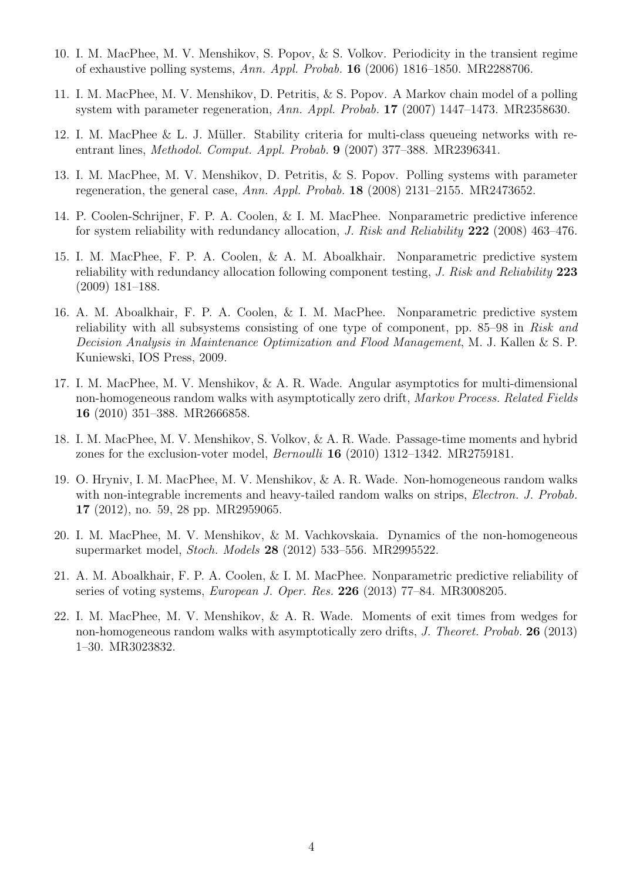10. I. M. MacPhee, M. V. Menshikov, S. Popov, & S. Volkov. Periodicity in the transient regime of exhaustive polling systems, *Ann. Appl. Probab.* **16** (2006) 1816–1850. MR2288706.

11. I. M. MacPhee, M. V. Menshikov, D. Petritis, & S. Popov. A Markov chain model of a polling system with parameter regeneration, *Ann. Appl. Probab.* **17** (2007) 1447–1473. MR2358630.

12. I. M. MacPhee & L. J. Müller. Stability criteria for multi-class queueing networks with re-entrant lines, *Methodol. Comput. Appl. Probab.* **9** (2007) 377–388. MR2396341.

13. I. M. MacPhee, M. V. Menshikov, D. Petritis, & S. Popov. Polling systems with parameter regeneration, the general case, *Ann. Appl. Probab.* **18** (2008) 2131–2155. MR2473652.

14. P. Coolen-Schrijner, F. P. A. Coolen, & I. M. MacPhee. Nonparametric predictive inference for system reliability with redundancy allocation, *J. Risk and Reliability* **222** (2008) 463–476.

15. I. M. MacPhee, F. P. A. Coolen, & A. M. Aboalkhair. Nonparametric predictive system reliability with redundancy allocation following component testing, *J. Risk and Reliability* **223** (2009) 181–188.

16. A. M. Aboalkhair, F. P. A. Coolen, & I. M. MacPhee. Nonparametric predictive system reliability with all subsystems consisting of one type of component, pp. 85–98 in *Risk and Decision Analysis in Maintenance Optimization and Flood Management*, M. J. Kallen & S. P. Kuniewski, IOS Press, 2009.

17. I. M. MacPhee, M. V. Menshikov, & A. R. Wade. Angular asymptotics for multi-dimensional non-homogeneous random walks with asymptotically zero drift, *Markov Process. Related Fields* **16** (2010) 351–388. MR2666858.

18. I. M. MacPhee, M. V. Menshikov, S. Volkov, & A. R. Wade. Passage-time moments and hybrid zones for the exclusion-voter model, *Bernoulli* **16** (2010) 1312–1342. MR2759181.

19. O. Hryniv, I. M. MacPhee, M. V. Menshikov, & A. R. Wade. Non-homogeneous random walks with non-integrable increments and heavy-tailed random walks on strips, *Electron. J. Probab.* **17** (2012), no. 59, 28 pp. MR2959065.

20. I. M. MacPhee, M. V. Menshikov, & M. Vachkovskaia. Dynamics of the non-homogeneous supermarket model, *Stoch. Models* **28** (2012) 533–556. MR2995522.

21. A. M. Aboalkhair, F. P. A. Coolen, & I. M. MacPhee. Nonparametric predictive reliability of series of voting systems, *European J. Oper. Res.* **226** (2013) 77–84. MR3008205.

22. I. M. MacPhee, M. V. Menshikov, & A. R. Wade. Moments of exit times from wedges for non-homogeneous random walks with asymptotically zero drifts, *J. Theoret. Probab.* **26** (2013) 1–30. MR3023832.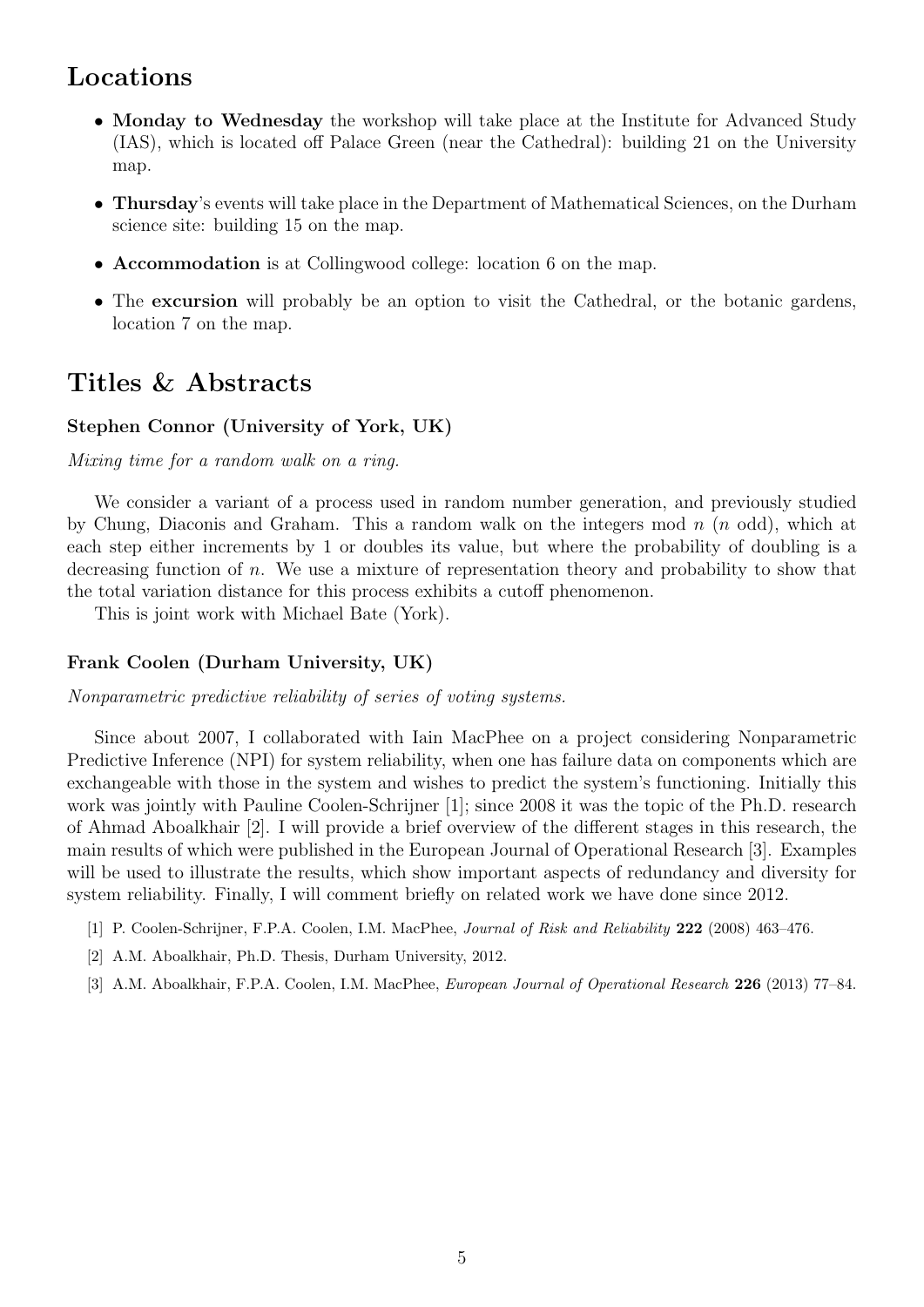## Locations

- **Monday to Wednesday** the workshop will take place at the Institute for Advanced Study (IAS), which is located off Palace Green (near the Cathedral): building 21 on the University map.
- **Thursday**'s events will take place in the Department of Mathematical Sciences, on the Durham science site: building 15 on the map.
- **Accommodation** is at Collingwood college: location 6 on the map.
- The **excursion** will probably be an option to visit the Cathedral, or the botanic gardens, location 7 on the map.

## Titles & Abstracts

### Stephen Connor (University of York, UK)

*Mixing time for a random walk on a ring.*

We consider a variant of a process used in random number generation, and previously studied by Chung, Diaconis and Graham. This a random walk on the integers mod $n$ ($n$ odd), which at each step either increments by 1 or doubles its value, but where the probability of doubling is a decreasing function of $n$. We use a mixture of representation theory and probability to show that the total variation distance for this process exhibits a cutoff phenomenon.

This is joint work with Michael Bate (York).

### Frank Coolen (Durham University, UK)

*Nonparametric predictive reliability of series of voting systems.*

Since about 2007, I collaborated with Iain MacPhee on a project considering Nonparametric Predictive Inference (NPI) for system reliability, when one has failure data on components which are exchangeable with those in the system and wishes to predict the system's functioning. Initially this work was jointly with Pauline Coolen-Schrijner [1]; since 2008 it was the topic of the Ph.D. research of Ahmad Aboalkhair [2]. I will provide a brief overview of the different stages in this research, the main results of which were published in the European Journal of Operational Research [3]. Examples will be used to illustrate the results, which show important aspects of redundancy and diversity for system reliability. Finally, I will comment briefly on related work we have done since 2012.

[1] P. Coolen-Schrijner, F.P.A. Coolen, I.M. MacPhee, *Journal of Risk and Reliability* **222** (2008) 463–476.

[2] A.M. Aboalkhair, Ph.D. Thesis, Durham University, 2012.

[3] A.M. Aboalkhair, F.P.A. Coolen, I.M. MacPhee, *European Journal of Operational Research* **226** (2013) 77–84.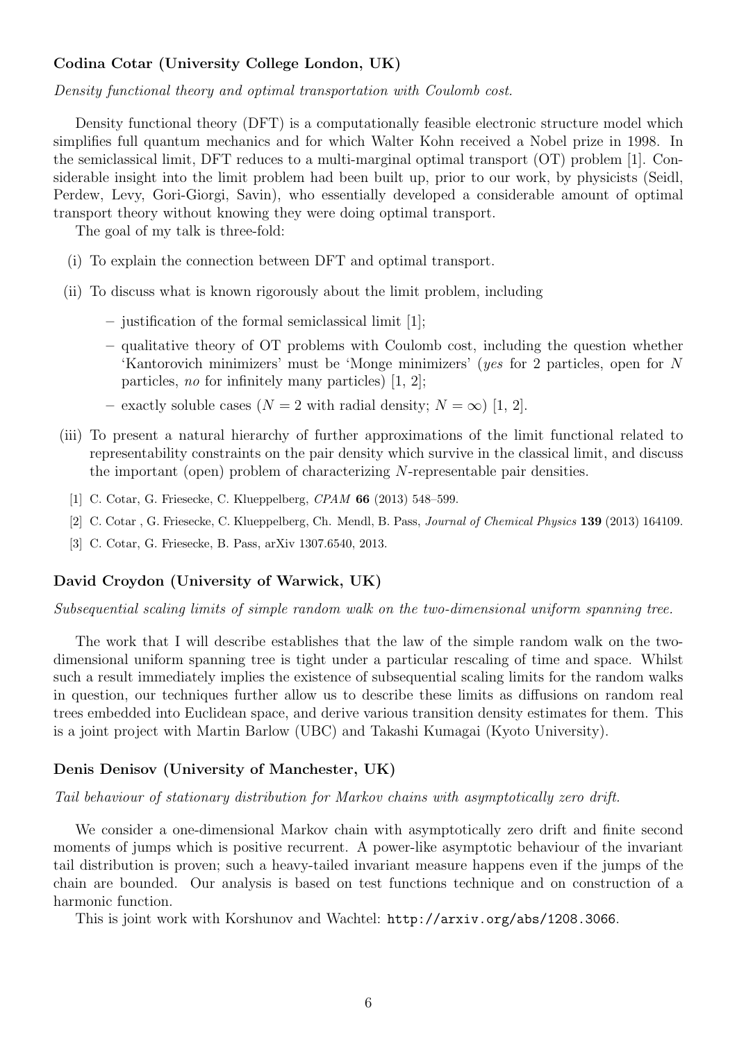### Codina Cotar (University College London, UK)

*Density functional theory and optimal transportation with Coulomb cost.*

Density functional theory (DFT) is a computationally feasible electronic structure model which simplifies full quantum mechanics and for which Walter Kohn received a Nobel prize in 1998. In the semiclassical limit, DFT reduces to a multi-marginal optimal transport (OT) problem [1]. Considerable insight into the limit problem had been built up, prior to our work, by physicists (Seidl, Perdew, Levy, Gori-Giorgi, Savin), who essentially developed a considerable amount of optimal transport theory without knowing they were doing optimal transport.

The goal of my talk is three-fold:

(i) To explain the connection between DFT and optimal transport.

(ii) To discuss what is known rigorously about the limit problem, including

- justification of the formal semiclassical limit [1];
- qualitative theory of OT problems with Coulomb cost, including the question whether 'Kantorovich minimizers' must be 'Monge minimizers' (*yes* for 2 particles, open for $N$ particles, *no* for infinitely many particles) [1, 2];
- exactly soluble cases ($N = 2$ with radial density; $N = \infty$) [1, 2].

(iii) To present a natural hierarchy of further approximations of the limit functional related to representability constraints on the pair density which survive in the classical limit, and discuss the important (open) problem of characterizing $N$-representable pair densities.

[1] C. Cotar, G. Friesecke, C. Klueppelberg, *CPAM* **66** (2013) 548–599.

[2] C. Cotar , G. Friesecke, C. Klueppelberg, Ch. Mendl, B. Pass, *Journal of Chemical Physics* **139** (2013) 164109.

[3] C. Cotar, G. Friesecke, B. Pass, arXiv 1307.6540, 2013.

### David Croydon (University of Warwick, UK)

*Subsequential scaling limits of simple random walk on the two-dimensional uniform spanning tree.*

The work that I will describe establishes that the law of the simple random walk on the two-dimensional uniform spanning tree is tight under a particular rescaling of time and space. Whilst such a result immediately implies the existence of subsequential scaling limits for the random walks in question, our techniques further allow us to describe these limits as diffusions on random real trees embedded into Euclidean space, and derive various transition density estimates for them. This is a joint project with Martin Barlow (UBC) and Takashi Kumagai (Kyoto University).

### Denis Denisov (University of Manchester, UK)

*Tail behaviour of stationary distribution for Markov chains with asymptotically zero drift.*

We consider a one-dimensional Markov chain with asymptotically zero drift and finite second moments of jumps which is positive recurrent. A power-like asymptotic behaviour of the invariant tail distribution is proven; such a heavy-tailed invariant measure happens even if the jumps of the chain are bounded. Our analysis is based on test functions technique and on construction of a harmonic function.

This is joint work with Korshunov and Wachtel: `http://arxiv.org/abs/1208.3066`.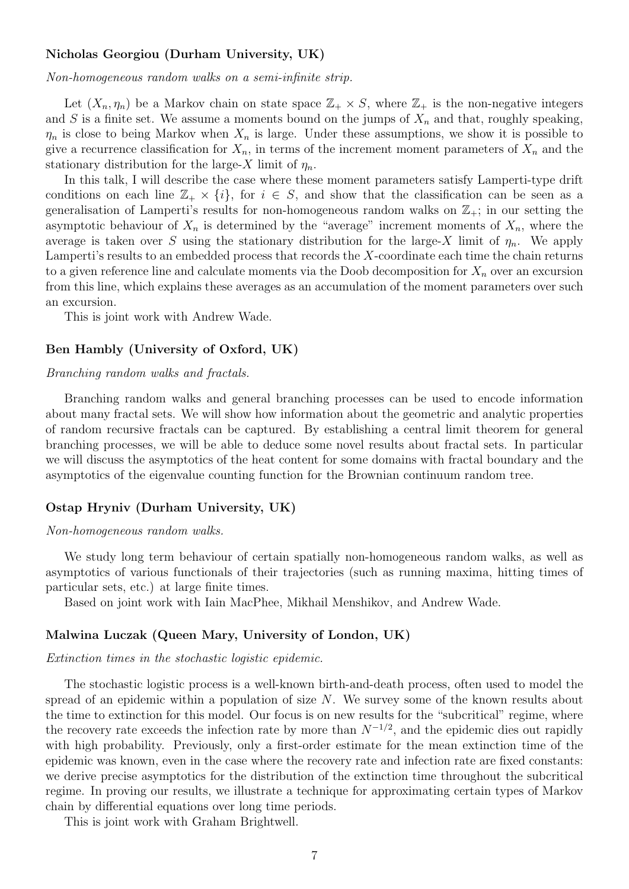**Nicholas Georgiou (Durham University, UK)**

*Non-homogeneous random walks on a semi-infinite strip.*

Let $(X_n, \eta_n)$ be a Markov chain on state space $\mathbb{Z}_+ \times S$, where $\mathbb{Z}_+$ is the non-negative integers and $S$ is a finite set. We assume a moments bound on the jumps of $X_n$ and that, roughly speaking, $\eta_n$ is close to being Markov when $X_n$ is large. Under these assumptions, we show it is possible to give a recurrence classification for $X_n$, in terms of the increment moment parameters of $X_n$ and the stationary distribution for the large-$X$ limit of $\eta_n$.

In this talk, I will describe the case where these moment parameters satisfy Lamperti-type drift conditions on each line $\mathbb{Z}_+ \times \{i\}$, for $i \in S$, and show that the classification can be seen as a generalisation of Lamperti's results for non-homogeneous random walks on $\mathbb{Z}_+$; in our setting the asymptotic behaviour of $X_n$ is determined by the "average" increment moments of $X_n$, where the average is taken over $S$ using the stationary distribution for the large-$X$ limit of $\eta_n$. We apply Lamperti's results to an embedded process that records the $X$-coordinate each time the chain returns to a given reference line and calculate moments via the Doob decomposition for $X_n$ over an excursion from this line, which explains these averages as an accumulation of the moment parameters over such an excursion.

This is joint work with Andrew Wade.

**Ben Hambly (University of Oxford, UK)**

*Branching random walks and fractals.*

Branching random walks and general branching processes can be used to encode information about many fractal sets. We will show how information about the geometric and analytic properties of random recursive fractals can be captured. By establishing a central limit theorem for general branching processes, we will be able to deduce some novel results about fractal sets. In particular we will discuss the asymptotics of the heat content for some domains with fractal boundary and the asymptotics of the eigenvalue counting function for the Brownian continuum random tree.

**Ostap Hryniv (Durham University, UK)**

*Non-homogeneous random walks.*

We study long term behaviour of certain spatially non-homogeneous random walks, as well as asymptotics of various functionals of their trajectories (such as running maxima, hitting times of particular sets, etc.) at large finite times.

Based on joint work with Iain MacPhee, Mikhail Menshikov, and Andrew Wade.

**Malwina Luczak (Queen Mary, University of London, UK)**

*Extinction times in the stochastic logistic epidemic.*

The stochastic logistic process is a well-known birth-and-death process, often used to model the spread of an epidemic within a population of size $N$. We survey some of the known results about the time to extinction for this model. Our focus is on new results for the "subcritical" regime, where the recovery rate exceeds the infection rate by more than $N^{-1/2}$, and the epidemic dies out rapidly with high probability. Previously, only a first-order estimate for the mean extinction time of the epidemic was known, even in the case where the recovery rate and infection rate are fixed constants: we derive precise asymptotics for the distribution of the extinction time throughout the subcritical regime. In proving our results, we illustrate a technique for approximating certain types of Markov chain by differential equations over long time periods.

This is joint work with Graham Brightwell.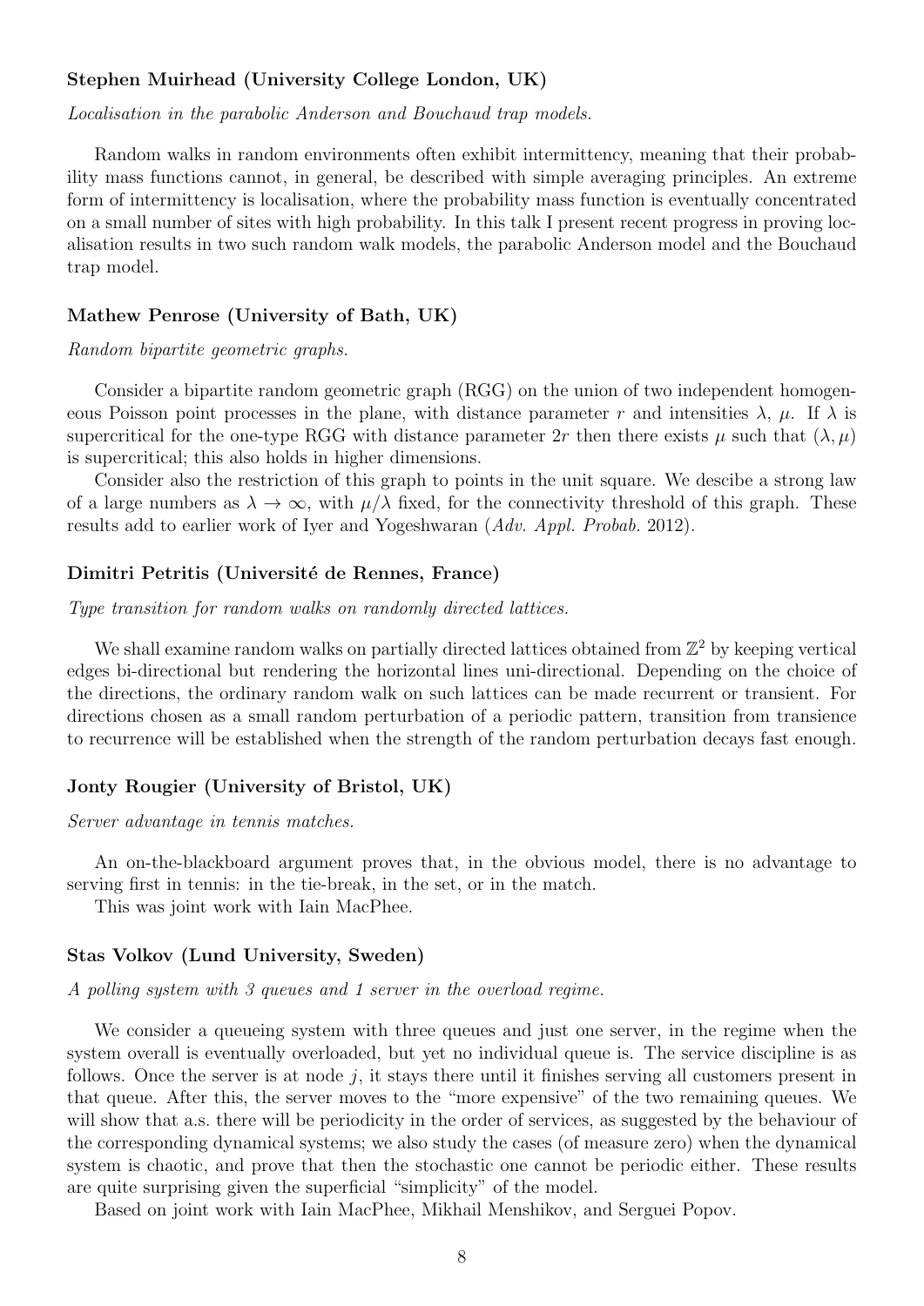### Stephen Muirhead (University College London, UK)

*Localisation in the parabolic Anderson and Bouchaud trap models.*

Random walks in random environments often exhibit intermittency, meaning that their probability mass functions cannot, in general, be described with simple averaging principles. An extreme form of intermittency is localisation, where the probability mass function is eventually concentrated on a small number of sites with high probability. In this talk I present recent progress in proving localisation results in two such random walk models, the parabolic Anderson model and the Bouchaud trap model.

### Mathew Penrose (University of Bath, UK)

*Random bipartite geometric graphs.*

Consider a bipartite random geometric graph (RGG) on the union of two independent homogeneous Poisson point processes in the plane, with distance parameter $r$ and intensities $\lambda$, $\mu$. If $\lambda$ is supercritical for the one-type RGG with distance parameter $2r$ then there exists $\mu$ such that $(\lambda, \mu)$ is supercritical; this also holds in higher dimensions.

Consider also the restriction of this graph to points in the unit square. We descibe a strong law of a large numbers as $\lambda \to \infty$, with $\mu/\lambda$ fixed, for the connectivity threshold of this graph. These results add to earlier work of Iyer and Yogeshwaran (*Adv. Appl. Probab.* 2012).

### Dimitri Petritis (Université de Rennes, France)

*Type transition for random walks on randomly directed lattices.*

We shall examine random walks on partially directed lattices obtained from $\mathbb{Z}^2$ by keeping vertical edges bi-directional but rendering the horizontal lines uni-directional. Depending on the choice of the directions, the ordinary random walk on such lattices can be made recurrent or transient. For directions chosen as a small random perturbation of a periodic pattern, transition from transience to recurrence will be established when the strength of the random perturbation decays fast enough.

### Jonty Rougier (University of Bristol, UK)

*Server advantage in tennis matches.*

An on-the-blackboard argument proves that, in the obvious model, there is no advantage to serving first in tennis: in the tie-break, in the set, or in the match.

This was joint work with Iain MacPhee.

### Stas Volkov (Lund University, Sweden)

*A polling system with 3 queues and 1 server in the overload regime.*

We consider a queueing system with three queues and just one server, in the regime when the system overall is eventually overloaded, but yet no individual queue is. The service discipline is as follows. Once the server is at node $j$, it stays there until it finishes serving all customers present in that queue. After this, the server moves to the "more expensive" of the two remaining queues. We will show that a.s. there will be periodicity in the order of services, as suggested by the behaviour of the corresponding dynamical systems; we also study the cases (of measure zero) when the dynamical system is chaotic, and prove that then the stochastic one cannot be periodic either. These results are quite surprising given the superficial "simplicity" of the model.

Based on joint work with Iain MacPhee, Mikhail Menshikov, and Serguei Popov.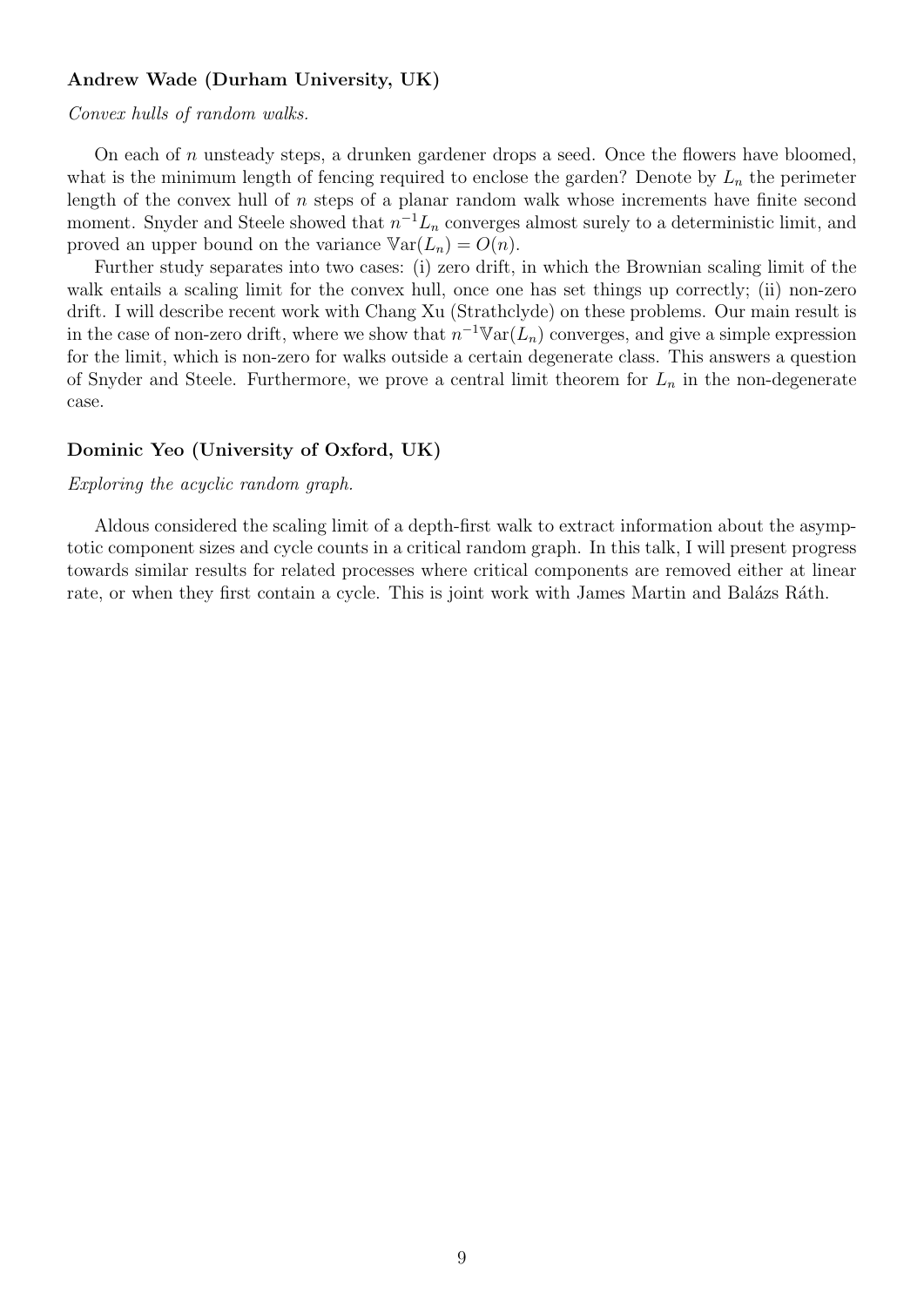**Andrew Wade (Durham University, UK)**

*Convex hulls of random walks.*

On each of $n$ unsteady steps, a drunken gardener drops a seed. Once the flowers have bloomed, what is the minimum length of fencing required to enclose the garden? Denote by $L_n$ the perimeter length of the convex hull of $n$ steps of a planar random walk whose increments have finite second moment. Snyder and Steele showed that $n^{-1}L_n$ converges almost surely to a deterministic limit, and proved an upper bound on the variance $\mathbb{V}\mathrm{ar}(L_n) = O(n)$.

Further study separates into two cases: (i) zero drift, in which the Brownian scaling limit of the walk entails a scaling limit for the convex hull, once one has set things up correctly; (ii) non-zero drift. I will describe recent work with Chang Xu (Strathclyde) on these problems. Our main result is in the case of non-zero drift, where we show that $n^{-1}\mathbb{V}\mathrm{ar}(L_n)$ converges, and give a simple expression for the limit, which is non-zero for walks outside a certain degenerate class. This answers a question of Snyder and Steele. Furthermore, we prove a central limit theorem for $L_n$ in the non-degenerate case.

**Dominic Yeo (University of Oxford, UK)**

*Exploring the acyclic random graph.*

Aldous considered the scaling limit of a depth-first walk to extract information about the asymptotic component sizes and cycle counts in a critical random graph. In this talk, I will present progress towards similar results for related processes where critical components are removed either at linear rate, or when they first contain a cycle. This is joint work with James Martin and Balázs Ráth.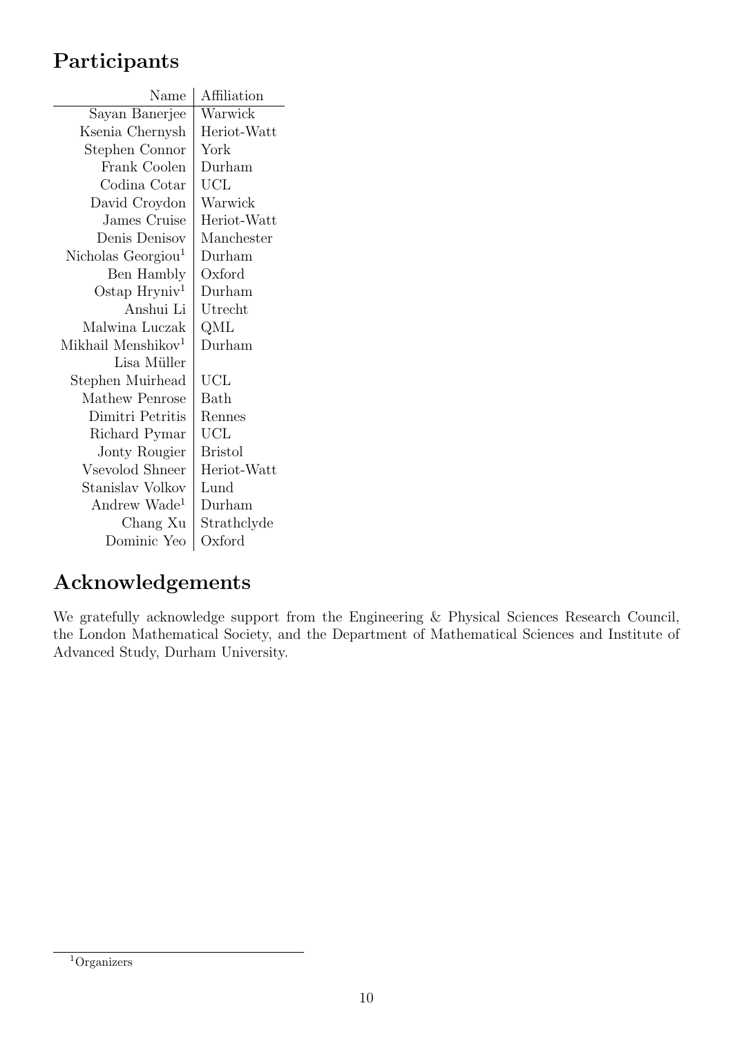## Participants

| Name | Affiliation |
|---|---|
| Sayan Banerjee | Warwick |
| Ksenia Chernysh | Heriot-Watt |
| Stephen Connor | York |
| Frank Coolen | Durham |
| Codina Cotar | UCL |
| David Croydon | Warwick |
| James Cruise | Heriot-Watt |
| Denis Denisov | Manchester |
| Nicholas Georgiou[1] | Durham |
| Ben Hambly | Oxford |
| Ostap Hryniv[1] | Durham |
| Anshui Li | Utrecht |
| Malwina Luczak | QML |
| Mikhail Menshikov[1] | Durham |
| Lisa Müller | |
| Stephen Muirhead | UCL |
| Mathew Penrose | Bath |
| Dimitri Petritis | Rennes |
| Richard Pymar | UCL |
| Jonty Rougier | Bristol |
| Vsevolod Shneer | Heriot-Watt |
| Stanislav Volkov | Lund |
| Andrew Wade[1] | Durham |
| Chang Xu | Strathclyde |
| Dominic Yeo | Oxford |

## Acknowledgements

We gratefully acknowledge support from the Engineering & Physical Sciences Research Council, the London Mathematical Society, and the Department of Mathematical Sciences and Institute of Advanced Study, Durham University.

[1] Organizers